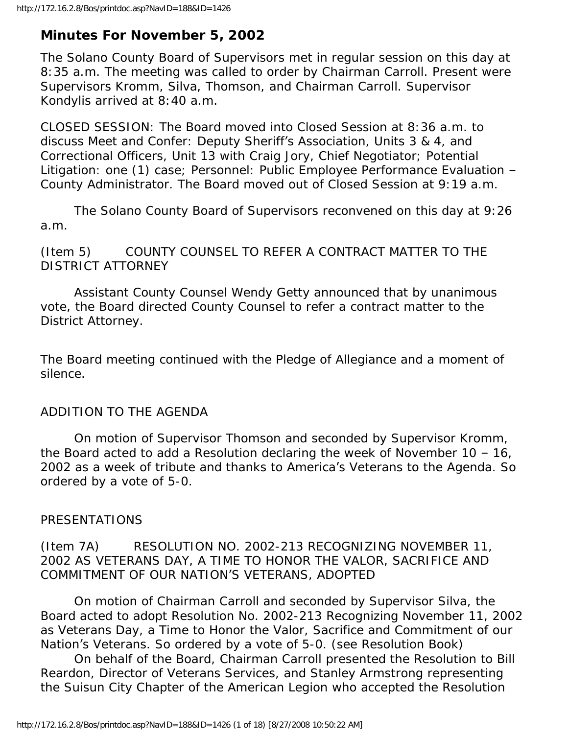## Minutes For November 5, 2002

The Solano County Board of Supervisors met in regular session on this day at 8:35 a.m. The meeting was called to order by Chairman Carroll. Present were Supervisors Kromm, Silva, Thomson, and Chairman Carroll. Supervisor Kondylis arrived at 8:40 a.m.

CLOSED SESSION: The Board moved into Closed Session at 8:36 a.m. to discuss Meet and Confer: Deputy Sheriff's Association, Units 3 & 4, and Correctional Officers, Unit 13 with Craig Jory, Chief Negotiator; Potential Litigation: one (1) case; Personnel: Public Employee Performance Evaluation – County Administrator. The Board moved out of Closed Session at 9:19 a.m.

The Solano County Board of Supervisors reconvened on this day at 9:26 a.m.

(Item 5) COUNTY COUNSEL TO REFER A CONTRACT MATTER TO THE DISTRICT ATTORNEY

Assistant County Counsel Wendy Getty announced that by unanimous vote, the Board directed County Counsel to refer a contract matter to the District Attorney.

The Board meeting continued with the Pledge of Allegiance and a moment of silence.

ADDITION TO THE AGENDA

On motion of Supervisor Thomson and seconded by Supervisor Kromm, the Board acted to add a Resolution declaring the week of November 10 – 16, 2002 as a week of tribute and thanks to America's Veterans to the Agenda. So ordered by a vote of 5-0.

PRESENTATIONS

(Item 7A) RESOLUTION NO. 2002-213 RECOGNIZING NOVEMBER 11, 2002 AS VETERANS DAY, A TIME TO HONOR THE VALOR, SACRIFICE AND COMMITMENT OF OUR NATION'S VETERANS, ADOPTED

On motion of Chairman Carroll and seconded by Supervisor Silva, the Board acted to adopt Resolution No. 2002-213 Recognizing November 11, 2002 as Veterans Day, a Time to Honor the Valor, Sacrifice and Commitment of our Nation's Veterans. So ordered by a vote of 5-0. (see Resolution Book)

On behalf of the Board, Chairman Carroll presented the Resolution to Bill Reardon, Director of Veterans Services, and Stanley Armstrong representing the Suisun City Chapter of the American Legion who accepted the Resolution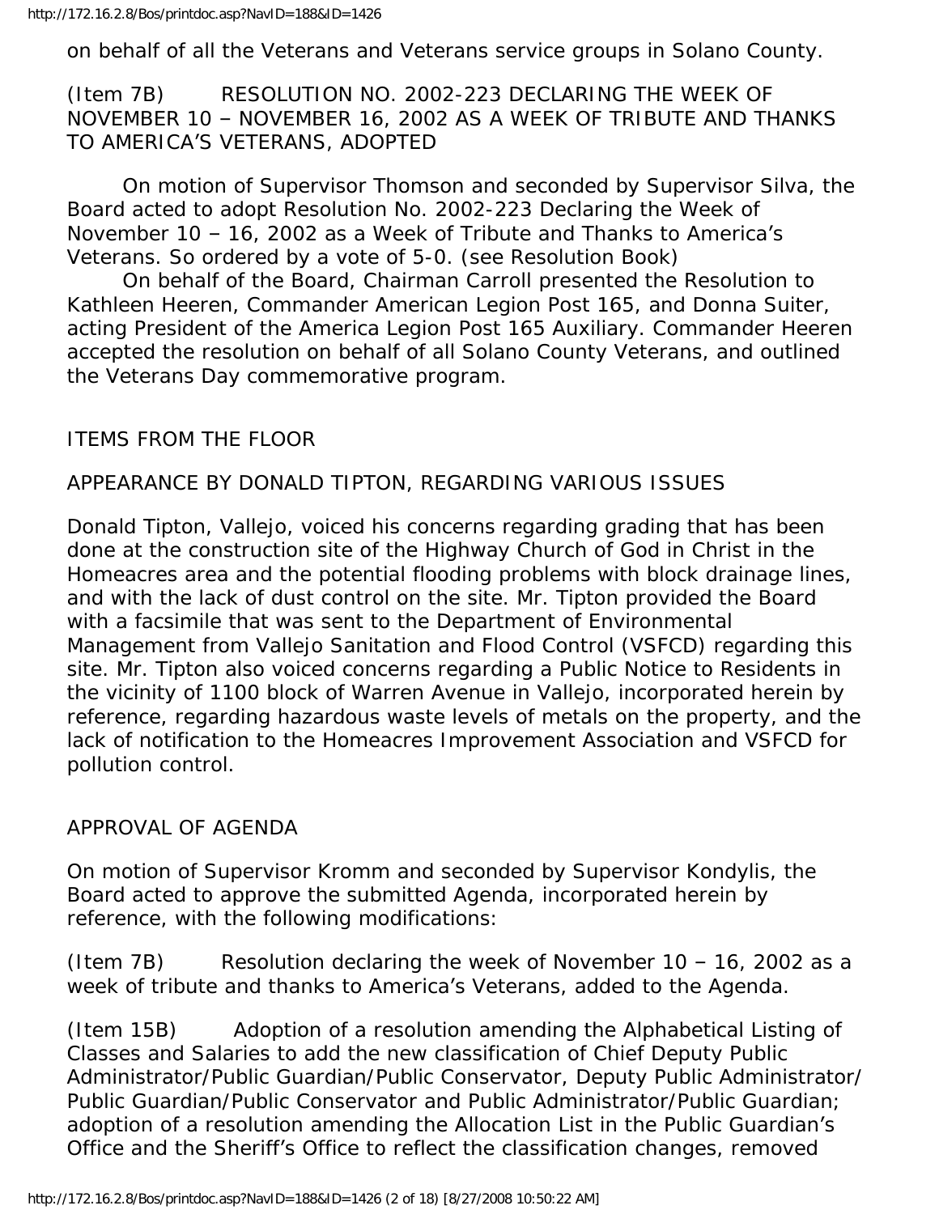on behalf of all the Veterans and Veterans service groups in Solano County.

(Item 7B) RESOLUTION NO. 2002-223 DECLARING THE WEEK OF NOVEMBER 10 – NOVEMBER 16, 2002 AS A WEEK OF TRIBUTE AND THANKS TO AMERICA'S VETERANS, ADOPTED

On motion of Supervisor Thomson and seconded by Supervisor Silva, the Board acted to adopt Resolution No. 2002-223 Declaring the Week of November 10 – 16, 2002 as a Week of Tribute and Thanks to America's Veterans. So ordered by a vote of 5-0. (see Resolution Book)

On behalf of the Board, Chairman Carroll presented the Resolution to Kathleen Heeren, Commander American Legion Post 165, and Donna Suiter, acting President of the America Legion Post 165 Auxiliary. Commander Heeren accepted the resolution on behalf of all Solano County Veterans, and outlined the Veterans Day commemorative program.

ITEMS FROM THE FLOOR

APPEARANCE BY DONALD TIPTON, REGARDING VARIOUS ISSUES

Donald Tipton, Vallejo, voiced his concerns regarding grading that has been done at the construction site of the Highway Church of God in Christ in the Homeacres area and the potential flooding problems with block drainage lines, and with the lack of dust control on the site. Mr. Tipton provided the Board with a facsimile that was sent to the Department of Environmental Management from Vallejo Sanitation and Flood Control (VSFCD) regarding this site. Mr. Tipton also voiced concerns regarding a Public Notice to Residents in the vicinity of 1100 block of Warren Avenue in Vallejo, incorporated herein by reference, regarding hazardous waste levels of metals on the property, and the lack of notification to the Homeacres Improvement Association and VSFCD for pollution control.

APPROVAL OF AGENDA

On motion of Supervisor Kromm and seconded by Supervisor Kondylis, the Board acted to approve the submitted Agenda, incorporated herein by reference, with the following modifications:

(Item 7B) Resolution declaring the week of November 10 – 16, 2002 as a week of tribute and thanks to America's Veterans, added to the Agenda.

(Item 15B) Adoption of a resolution amending the Alphabetical Listing of Classes and Salaries to add the new classification of Chief Deputy Public Administrator/Public Guardian/Public Conservator, Deputy Public Administrator/ Public Guardian/Public Conservator and Public Administrator/Public Guardian; adoption of a resolution amending the Allocation List in the Public Guardian's Office and the Sheriff's Office to reflect the classification changes, removed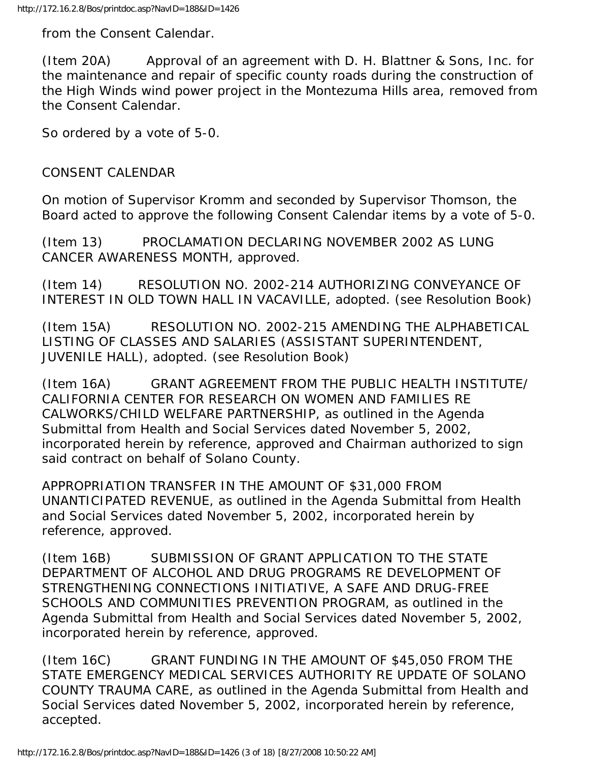from the Consent Calendar.

(Item 20A) Approval of an agreement with D. H. Blattner & Sons, Inc. for the maintenance and repair of specific county roads during the construction of the High Winds wind power project in the Montezuma Hills area, removed from the Consent Calendar.

So ordered by a vote of 5-0.

CONSENT CALENDAR

On motion of Supervisor Kromm and seconded by Supervisor Thomson, the Board acted to approve the following Consent Calendar items by a vote of 5-0.

(Item 13) PROCLAMATION DECLARING NOVEMBER 2002 AS LUNG CANCER AWARENESS MONTH, approved.

(Item 14) RESOLUTION NO. 2002-214 AUTHORIZING CONVEYANCE OF INTEREST IN OLD TOWN HALL IN VACAVILLE, adopted. (see Resolution Book)

(Item 15A) RESOLUTION NO. 2002-215 AMENDING THE ALPHABETICAL LISTING OF CLASSES AND SALARIES (ASSISTANT SUPERINTENDENT, JUVENILE HALL), adopted. (see Resolution Book)

(Item 16A) GRANT AGREEMENT FROM THE PUBLIC HEALTH INSTITUTE/ CALIFORNIA CENTER FOR RESEARCH ON WOMEN AND FAMILIES RE CALWORKS/CHILD WELFARE PARTNERSHIP, as outlined in the Agenda Submittal from Health and Social Services dated November 5, 2002, incorporated herein by reference, approved and Chairman authorized to sign said contract on behalf of Solano County.

APPROPRIATION TRANSFER IN THE AMOUNT OF $31,000 FROM UNANTICIPATED REVENUE, as outlined in the Agenda Submittal from Health and Social Services dated November 5, 2002, incorporated herein by reference, approved.

(Item 16B) SUBMISSION OF GRANT APPLICATION TO THE STATE DEPARTMENT OF ALCOHOL AND DRUG PROGRAMS RE DEVELOPMENT OF STRENGTHENING CONNECTIONS INITIATIVE, A SAFE AND DRUG-FREE SCHOOLS AND COMMUNITIES PREVENTION PROGRAM, as outlined in the Agenda Submittal from Health and Social Services dated November 5, 2002, incorporated herein by reference, approved.

(Item 16C) GRANT FUNDING IN THE AMOUNT OF $45,050 FROM THE STATE EMERGENCY MEDICAL SERVICES AUTHORITY RE UPDATE OF SOLANO COUNTY TRAUMA CARE, as outlined in the Agenda Submittal from Health and Social Services dated November 5, 2002, incorporated herein by reference, accepted.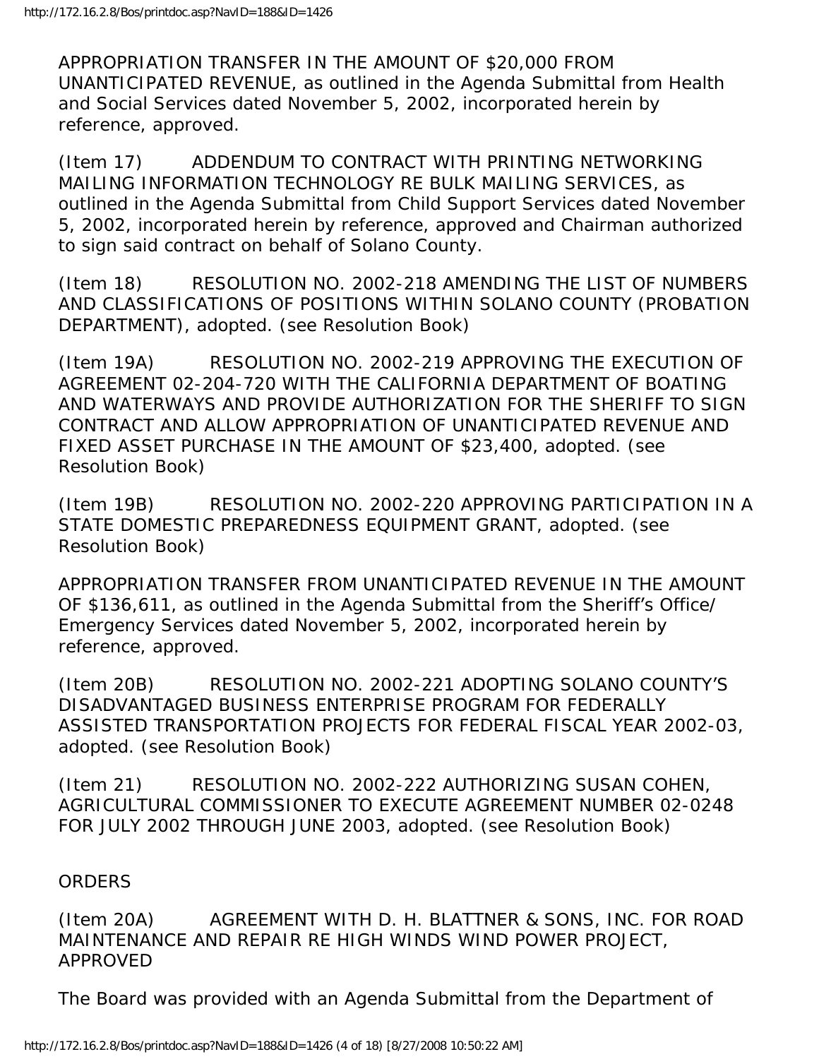APPROPRIATION TRANSFER IN THE AMOUNT OF $20,000 FROM UNANTICIPATED REVENUE, as outlined in the Agenda Submittal from Health and Social Services dated November 5, 2002, incorporated herein by reference, approved.

(Item 17) ADDENDUM TO CONTRACT WITH PRINTING NETWORKING MAILING INFORMATION TECHNOLOGY RE BULK MAILING SERVICES, as outlined in the Agenda Submittal from Child Support Services dated November 5, 2002, incorporated herein by reference, approved and Chairman authorized to sign said contract on behalf of Solano County.

(Item 18) RESOLUTION NO. 2002-218 AMENDING THE LIST OF NUMBERS AND CLASSIFICATIONS OF POSITIONS WITHIN SOLANO COUNTY (PROBATION DEPARTMENT), adopted. (see Resolution Book)

(Item 19A) RESOLUTION NO. 2002-219 APPROVING THE EXECUTION OF AGREEMENT 02-204-720 WITH THE CALIFORNIA DEPARTMENT OF BOATING AND WATERWAYS AND PROVIDE AUTHORIZATION FOR THE SHERIFF TO SIGN CONTRACT AND ALLOW APPROPRIATION OF UNANTICIPATED REVENUE AND FIXED ASSET PURCHASE IN THE AMOUNT OF $23,400, adopted. (see Resolution Book)

(Item 19B) RESOLUTION NO. 2002-220 APPROVING PARTICIPATION IN A STATE DOMESTIC PREPAREDNESS EQUIPMENT GRANT, adopted. (see Resolution Book)

APPROPRIATION TRANSFER FROM UNANTICIPATED REVENUE IN THE AMOUNT OF $136,611, as outlined in the Agenda Submittal from the Sheriff's Office/ Emergency Services dated November 5, 2002, incorporated herein by reference, approved.

(Item 20B) RESOLUTION NO. 2002-221 ADOPTING SOLANO COUNTY'S DISADVANTAGED BUSINESS ENTERPRISE PROGRAM FOR FEDERALLY ASSISTED TRANSPORTATION PROJECTS FOR FEDERAL FISCAL YEAR 2002-03, adopted. (see Resolution Book)

(Item 21) RESOLUTION NO. 2002-222 AUTHORIZING SUSAN COHEN, AGRICULTURAL COMMISSIONER TO EXECUTE AGREEMENT NUMBER 02-0248 FOR JULY 2002 THROUGH JUNE 2003, adopted. (see Resolution Book)

ORDERS

(Item 20A) AGREEMENT WITH D. H. BLATTNER & SONS, INC. FOR ROAD MAINTENANCE AND REPAIR RE HIGH WINDS WIND POWER PROJECT, APPROVED

The Board was provided with an Agenda Submittal from the Department of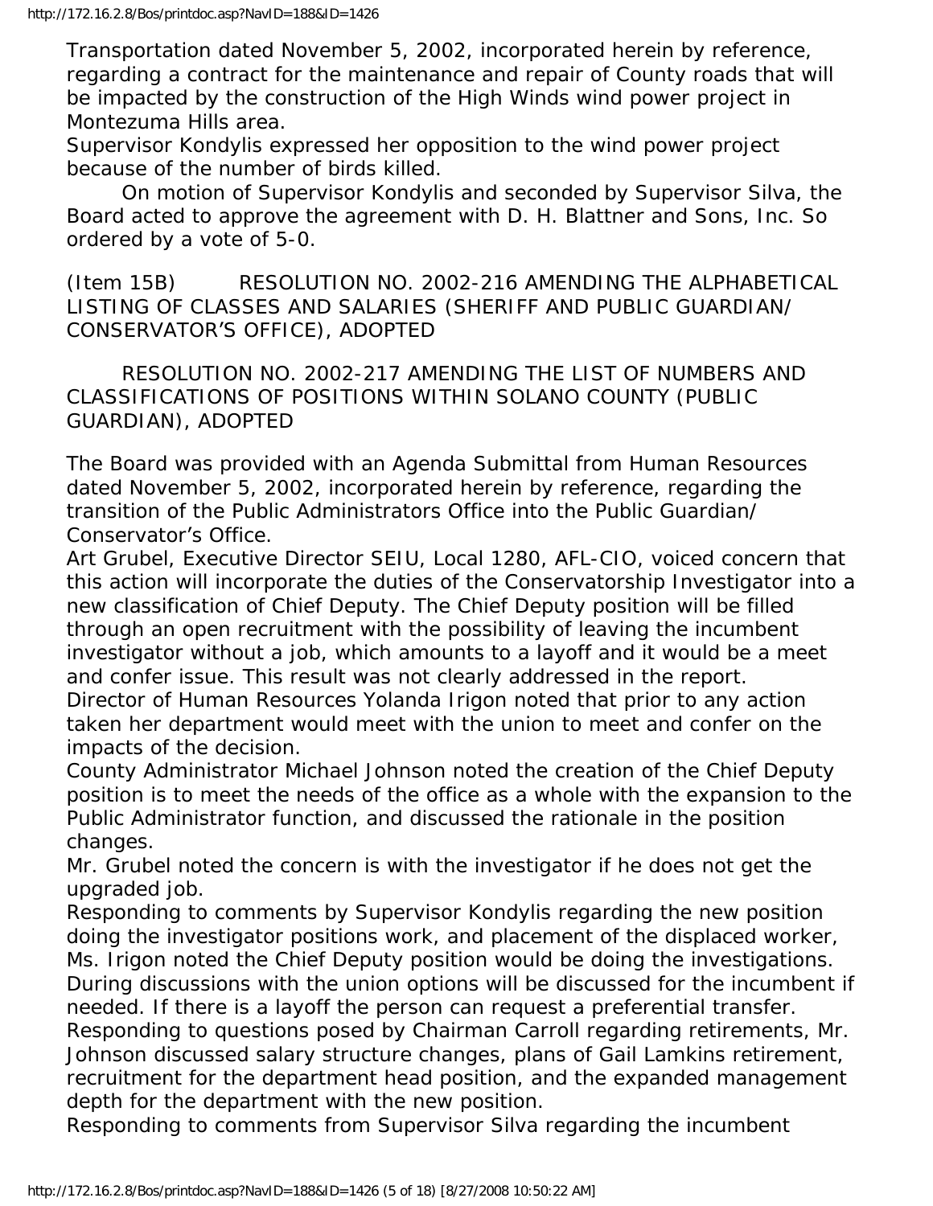Transportation dated November 5, 2002, incorporated herein by reference, regarding a contract for the maintenance and repair of County roads that will be impacted by the construction of the High Winds wind power project in Montezuma Hills area.

Supervisor Kondylis expressed her opposition to the wind power project because of the number of birds killed.

On motion of Supervisor Kondylis and seconded by Supervisor Silva, the Board acted to approve the agreement with D. H. Blattner and Sons, Inc. So ordered by a vote of 5-0.

(Item 15B) RESOLUTION NO. 2002-216 AMENDING THE ALPHABETICAL LISTING OF CLASSES AND SALARIES (SHERIFF AND PUBLIC GUARDIAN/ CONSERVATOR'S OFFICE), ADOPTED

RESOLUTION NO. 2002-217 AMENDING THE LIST OF NUMBERS AND CLASSIFICATIONS OF POSITIONS WITHIN SOLANO COUNTY (PUBLIC GUARDIAN), ADOPTED

The Board was provided with an Agenda Submittal from Human Resources dated November 5, 2002, incorporated herein by reference, regarding the transition of the Public Administrators Office into the Public Guardian/ Conservator's Office.

Art Grubel, Executive Director SEIU, Local 1280, AFL-CIO, voiced concern that this action will incorporate the duties of the Conservatorship Investigator into a new classification of Chief Deputy. The Chief Deputy position will be filled through an open recruitment with the possibility of leaving the incumbent investigator without a job, which amounts to a layoff and it would be a meet and confer issue. This result was not clearly addressed in the report.

Director of Human Resources Yolanda Irigon noted that prior to any action taken her department would meet with the union to meet and confer on the impacts of the decision.

County Administrator Michael Johnson noted the creation of the Chief Deputy position is to meet the needs of the office as a whole with the expansion to the Public Administrator function, and discussed the rationale in the position changes.

Mr. Grubel noted the concern is with the investigator if he does not get the upgraded job.

Responding to comments by Supervisor Kondylis regarding the new position doing the investigator positions work, and placement of the displaced worker, Ms. Irigon noted the Chief Deputy position would be doing the investigations. During discussions with the union options will be discussed for the incumbent if needed. If there is a layoff the person can request a preferential transfer.

Responding to questions posed by Chairman Carroll regarding retirements, Mr. Johnson discussed salary structure changes, plans of Gail Lamkins retirement, recruitment for the department head position, and the expanded management depth for the department with the new position.

Responding to comments from Supervisor Silva regarding the incumbent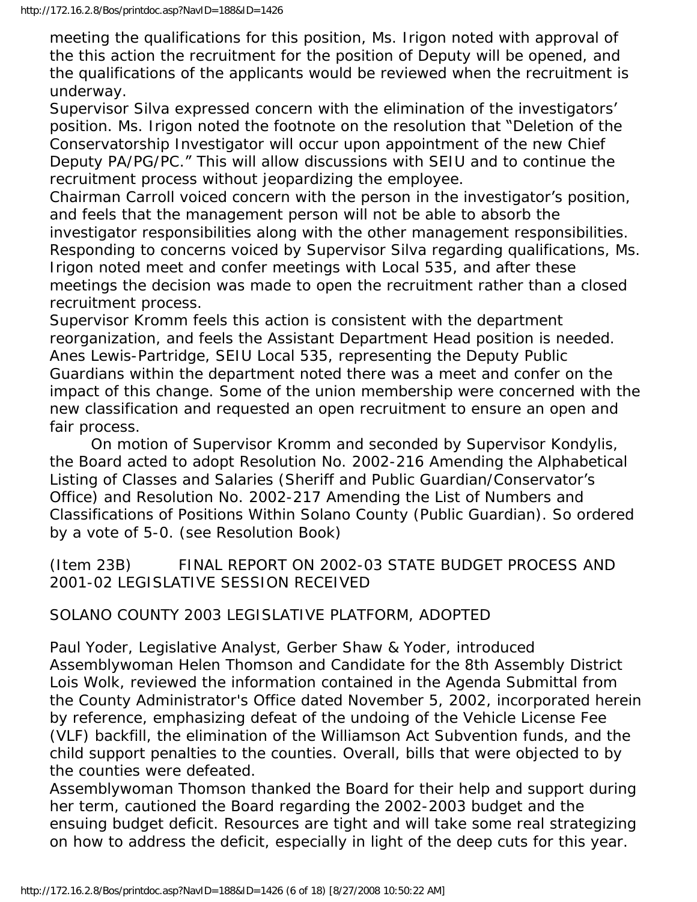meeting the qualifications for this position, Ms. Irigon noted with approval of the this action the recruitment for the position of Deputy will be opened, and the qualifications of the applicants would be reviewed when the recruitment is underway.

Supervisor Silva expressed concern with the elimination of the investigators' position. Ms. Irigon noted the footnote on the resolution that "Deletion of the Conservatorship Investigator will occur upon appointment of the new Chief Deputy PA/PG/PC." This will allow discussions with SEIU and to continue the recruitment process without jeopardizing the employee.

Chairman Carroll voiced concern with the person in the investigator's position, and feels that the management person will not be able to absorb the investigator responsibilities along with the other management responsibilities.

Responding to concerns voiced by Supervisor Silva regarding qualifications, Ms. Irigon noted meet and confer meetings with Local 535, and after these meetings the decision was made to open the recruitment rather than a closed recruitment process.

Supervisor Kromm feels this action is consistent with the department reorganization, and feels the Assistant Department Head position is needed.

Anes Lewis-Partridge, SEIU Local 535, representing the Deputy Public Guardians within the department noted there was a meet and confer on the impact of this change. Some of the union membership were concerned with the new classification and requested an open recruitment to ensure an open and fair process.

On motion of Supervisor Kromm and seconded by Supervisor Kondylis, the Board acted to adopt Resolution No. 2002-216 Amending the Alphabetical Listing of Classes and Salaries (Sheriff and Public Guardian/Conservator's Office) and Resolution No. 2002-217 Amending the List of Numbers and Classifications of Positions Within Solano County (Public Guardian). So ordered by a vote of 5-0. (see Resolution Book)

(Item 23B) FINAL REPORT ON 2002-03 STATE BUDGET PROCESS AND 2001-02 LEGISLATIVE SESSION RECEIVED

SOLANO COUNTY 2003 LEGISLATIVE PLATFORM, ADOPTED

Paul Yoder, Legislative Analyst, Gerber Shaw & Yoder, introduced Assemblywoman Helen Thomson and Candidate for the 8th Assembly District Lois Wolk, reviewed the information contained in the Agenda Submittal from the County Administrator's Office dated November 5, 2002, incorporated herein by reference, emphasizing defeat of the undoing of the Vehicle License Fee (VLF) backfill, the elimination of the Williamson Act Subvention funds, and the child support penalties to the counties. Overall, bills that were objected to by the counties were defeated.

Assemblywoman Thomson thanked the Board for their help and support during her term, cautioned the Board regarding the 2002-2003 budget and the ensuing budget deficit. Resources are tight and will take some real strategizing on how to address the deficit, especially in light of the deep cuts for this year.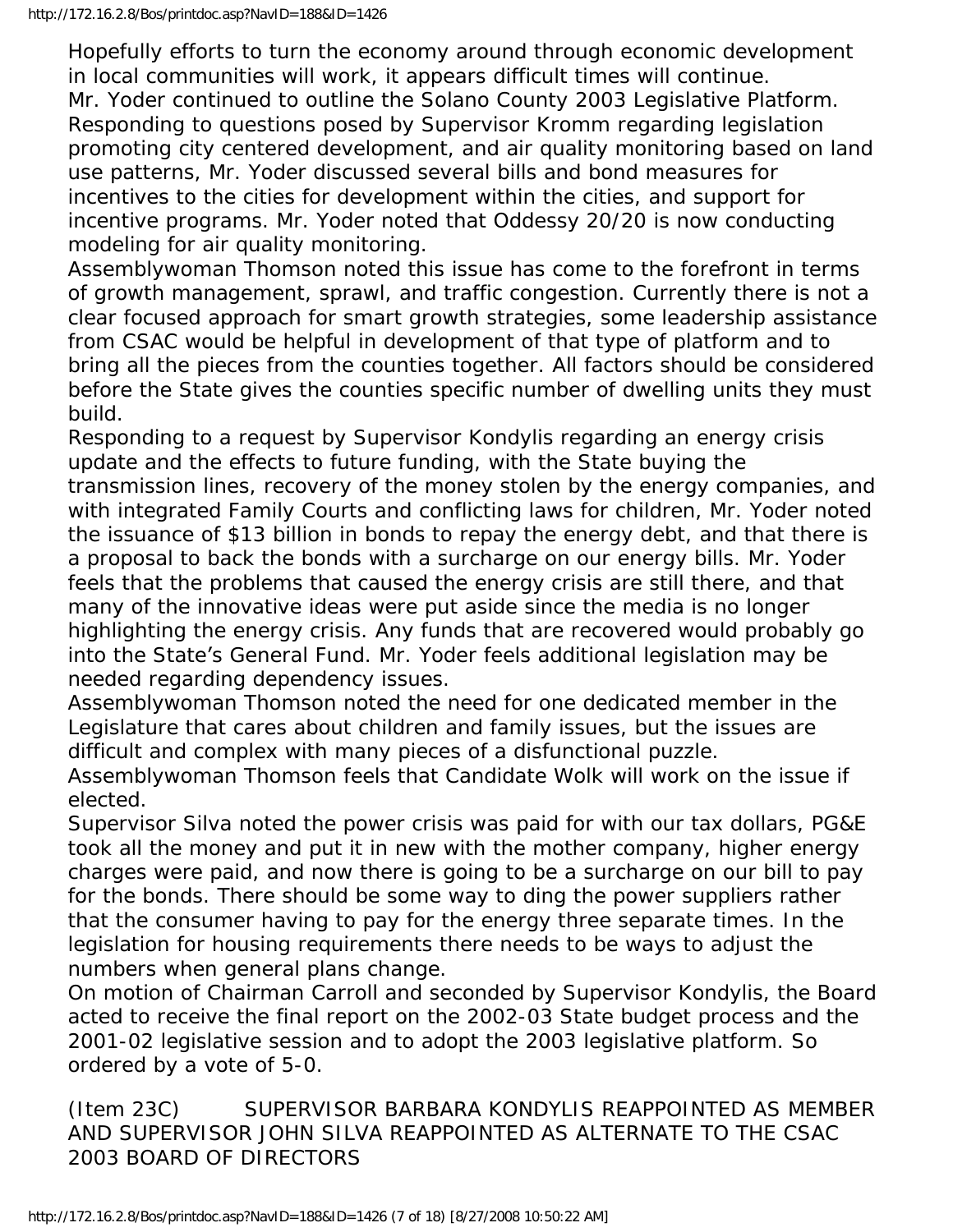Hopefully efforts to turn the economy around through economic development in local communities will work, it appears difficult times will continue.
Mr. Yoder continued to outline the Solano County 2003 Legislative Platform.
Responding to questions posed by Supervisor Kromm regarding legislation promoting city centered development, and air quality monitoring based on land use patterns, Mr. Yoder discussed several bills and bond measures for incentives to the cities for development within the cities, and support for incentive programs. Mr. Yoder noted that Oddessy 20/20 is now conducting modeling for air quality monitoring.
Assemblywoman Thomson noted this issue has come to the forefront in terms of growth management, sprawl, and traffic congestion. Currently there is not a clear focused approach for smart growth strategies, some leadership assistance from CSAC would be helpful in development of that type of platform and to bring all the pieces from the counties together. All factors should be considered before the State gives the counties specific number of dwelling units they must build.
Responding to a request by Supervisor Kondylis regarding an energy crisis update and the effects to future funding, with the State buying the transmission lines, recovery of the money stolen by the energy companies, and with integrated Family Courts and conflicting laws for children, Mr. Yoder noted the issuance of $13 billion in bonds to repay the energy debt, and that there is a proposal to back the bonds with a surcharge on our energy bills. Mr. Yoder feels that the problems that caused the energy crisis are still there, and that many of the innovative ideas were put aside since the media is no longer highlighting the energy crisis. Any funds that are recovered would probably go into the State's General Fund. Mr. Yoder feels additional legislation may be needed regarding dependency issues.
Assemblywoman Thomson noted the need for one dedicated member in the Legislature that cares about children and family issues, but the issues are difficult and complex with many pieces of a disfunctional puzzle.
Assemblywoman Thomson feels that Candidate Wolk will work on the issue if elected.
Supervisor Silva noted the power crisis was paid for with our tax dollars, PG&E took all the money and put it in new with the mother company, higher energy charges were paid, and now there is going to be a surcharge on our bill to pay for the bonds. There should be some way to ding the power suppliers rather that the consumer having to pay for the energy three separate times. In the legislation for housing requirements there needs to be ways to adjust the numbers when general plans change.
On motion of Chairman Carroll and seconded by Supervisor Kondylis, the Board acted to receive the final report on the 2002-03 State budget process and the 2001-02 legislative session and to adopt the 2003 legislative platform. So ordered by a vote of 5-0.

(Item 23C) SUPERVISOR BARBARA KONDYLIS REAPPOINTED AS MEMBER AND SUPERVISOR JOHN SILVA REAPPOINTED AS ALTERNATE TO THE CSAC 2003 BOARD OF DIRECTORS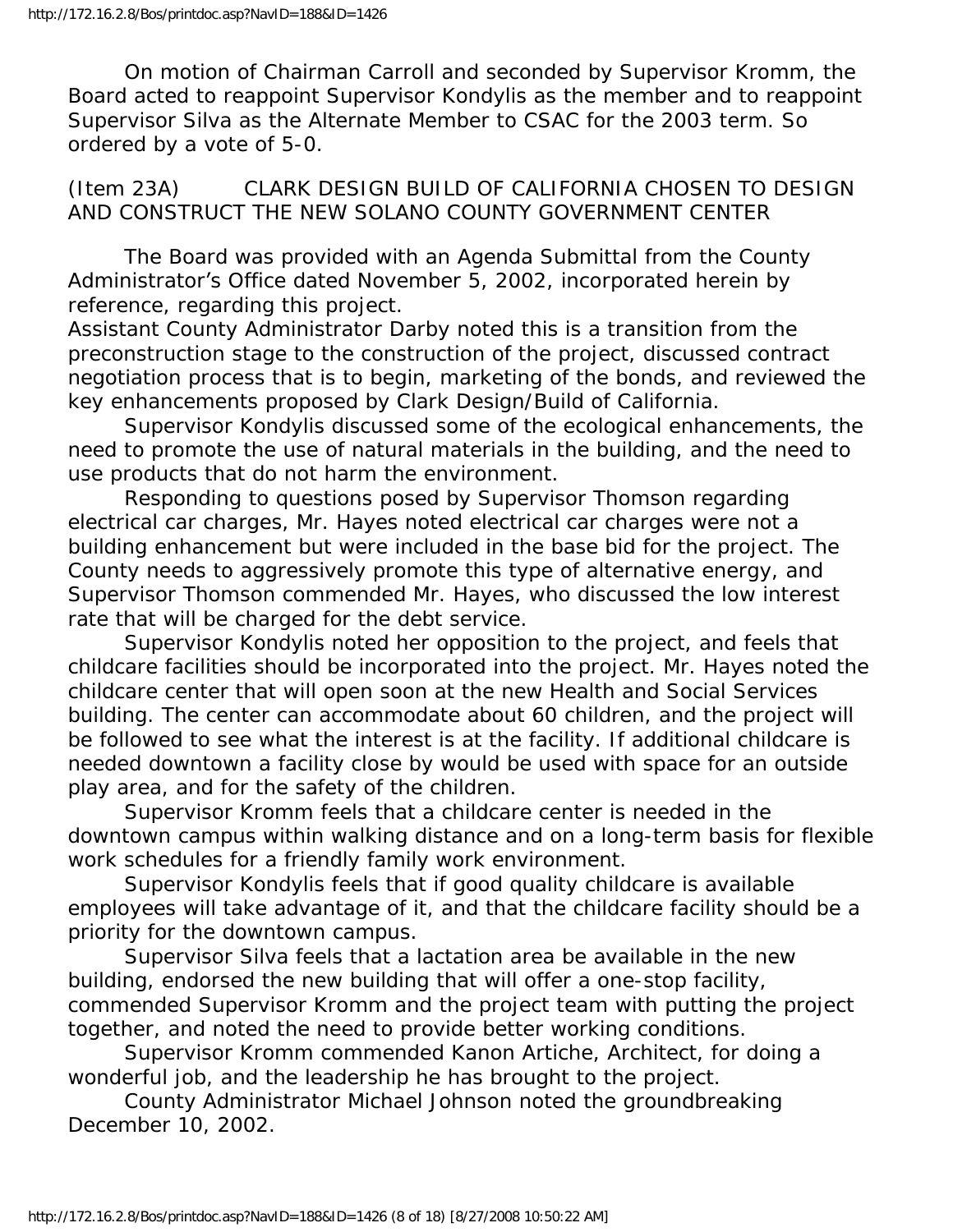On motion of Chairman Carroll and seconded by Supervisor Kromm, the Board acted to reappoint Supervisor Kondylis as the member and to reappoint Supervisor Silva as the Alternate Member to CSAC for the 2003 term. So ordered by a vote of 5-0.

(Item 23A) CLARK DESIGN BUILD OF CALIFORNIA CHOSEN TO DESIGN AND CONSTRUCT THE NEW SOLANO COUNTY GOVERNMENT CENTER

The Board was provided with an Agenda Submittal from the County Administrator's Office dated November 5, 2002, incorporated herein by reference, regarding this project.

Assistant County Administrator Darby noted this is a transition from the preconstruction stage to the construction of the project, discussed contract negotiation process that is to begin, marketing of the bonds, and reviewed the key enhancements proposed by Clark Design/Build of California.

Supervisor Kondylis discussed some of the ecological enhancements, the need to promote the use of natural materials in the building, and the need to use products that do not harm the environment.

Responding to questions posed by Supervisor Thomson regarding electrical car charges, Mr. Hayes noted electrical car charges were not a building enhancement but were included in the base bid for the project. The County needs to aggressively promote this type of alternative energy, and Supervisor Thomson commended Mr. Hayes, who discussed the low interest rate that will be charged for the debt service.

Supervisor Kondylis noted her opposition to the project, and feels that childcare facilities should be incorporated into the project. Mr. Hayes noted the childcare center that will open soon at the new Health and Social Services building. The center can accommodate about 60 children, and the project will be followed to see what the interest is at the facility. If additional childcare is needed downtown a facility close by would be used with space for an outside play area, and for the safety of the children.

Supervisor Kromm feels that a childcare center is needed in the downtown campus within walking distance and on a long-term basis for flexible work schedules for a friendly family work environment.

Supervisor Kondylis feels that if good quality childcare is available employees will take advantage of it, and that the childcare facility should be a priority for the downtown campus.

Supervisor Silva feels that a lactation area be available in the new building, endorsed the new building that will offer a one-stop facility, commended Supervisor Kromm and the project team with putting the project together, and noted the need to provide better working conditions.

Supervisor Kromm commended Kanon Artiche, Architect, for doing a wonderful job, and the leadership he has brought to the project.

County Administrator Michael Johnson noted the groundbreaking December 10, 2002.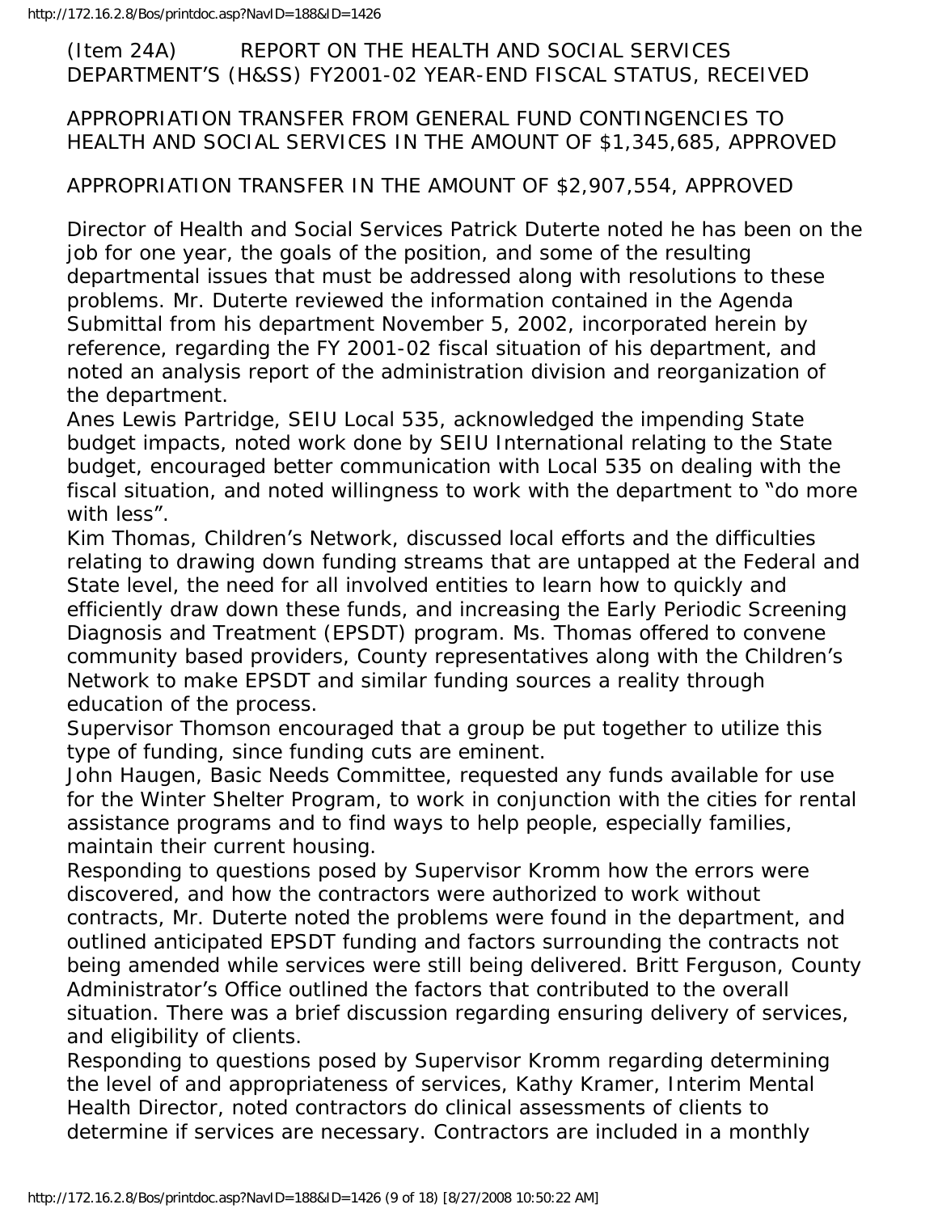(Item 24A) REPORT ON THE HEALTH AND SOCIAL SERVICES DEPARTMENT'S (H&SS) FY2001-02 YEAR-END FISCAL STATUS, RECEIVED

APPROPRIATION TRANSFER FROM GENERAL FUND CONTINGENCIES TO HEALTH AND SOCIAL SERVICES IN THE AMOUNT OF $1,345,685, APPROVED

APPROPRIATION TRANSFER IN THE AMOUNT OF $2,907,554, APPROVED

Director of Health and Social Services Patrick Duterte noted he has been on the job for one year, the goals of the position, and some of the resulting departmental issues that must be addressed along with resolutions to these problems. Mr. Duterte reviewed the information contained in the Agenda Submittal from his department November 5, 2002, incorporated herein by reference, regarding the FY 2001-02 fiscal situation of his department, and noted an analysis report of the administration division and reorganization of the department.

Anes Lewis Partridge, SEIU Local 535, acknowledged the impending State budget impacts, noted work done by SEIU International relating to the State budget, encouraged better communication with Local 535 on dealing with the fiscal situation, and noted willingness to work with the department to "do more with less".

Kim Thomas, Children's Network, discussed local efforts and the difficulties relating to drawing down funding streams that are untapped at the Federal and State level, the need for all involved entities to learn how to quickly and efficiently draw down these funds, and increasing the Early Periodic Screening Diagnosis and Treatment (EPSDT) program. Ms. Thomas offered to convene community based providers, County representatives along with the Children's Network to make EPSDT and similar funding sources a reality through education of the process.

Supervisor Thomson encouraged that a group be put together to utilize this type of funding, since funding cuts are eminent.

John Haugen, Basic Needs Committee, requested any funds available for use for the Winter Shelter Program, to work in conjunction with the cities for rental assistance programs and to find ways to help people, especially families, maintain their current housing.

Responding to questions posed by Supervisor Kromm how the errors were discovered, and how the contractors were authorized to work without contracts, Mr. Duterte noted the problems were found in the department, and outlined anticipated EPSDT funding and factors surrounding the contracts not being amended while services were still being delivered. Britt Ferguson, County Administrator's Office outlined the factors that contributed to the overall situation. There was a brief discussion regarding ensuring delivery of services, and eligibility of clients.

Responding to questions posed by Supervisor Kromm regarding determining the level of and appropriateness of services, Kathy Kramer, Interim Mental Health Director, noted contractors do clinical assessments of clients to determine if services are necessary. Contractors are included in a monthly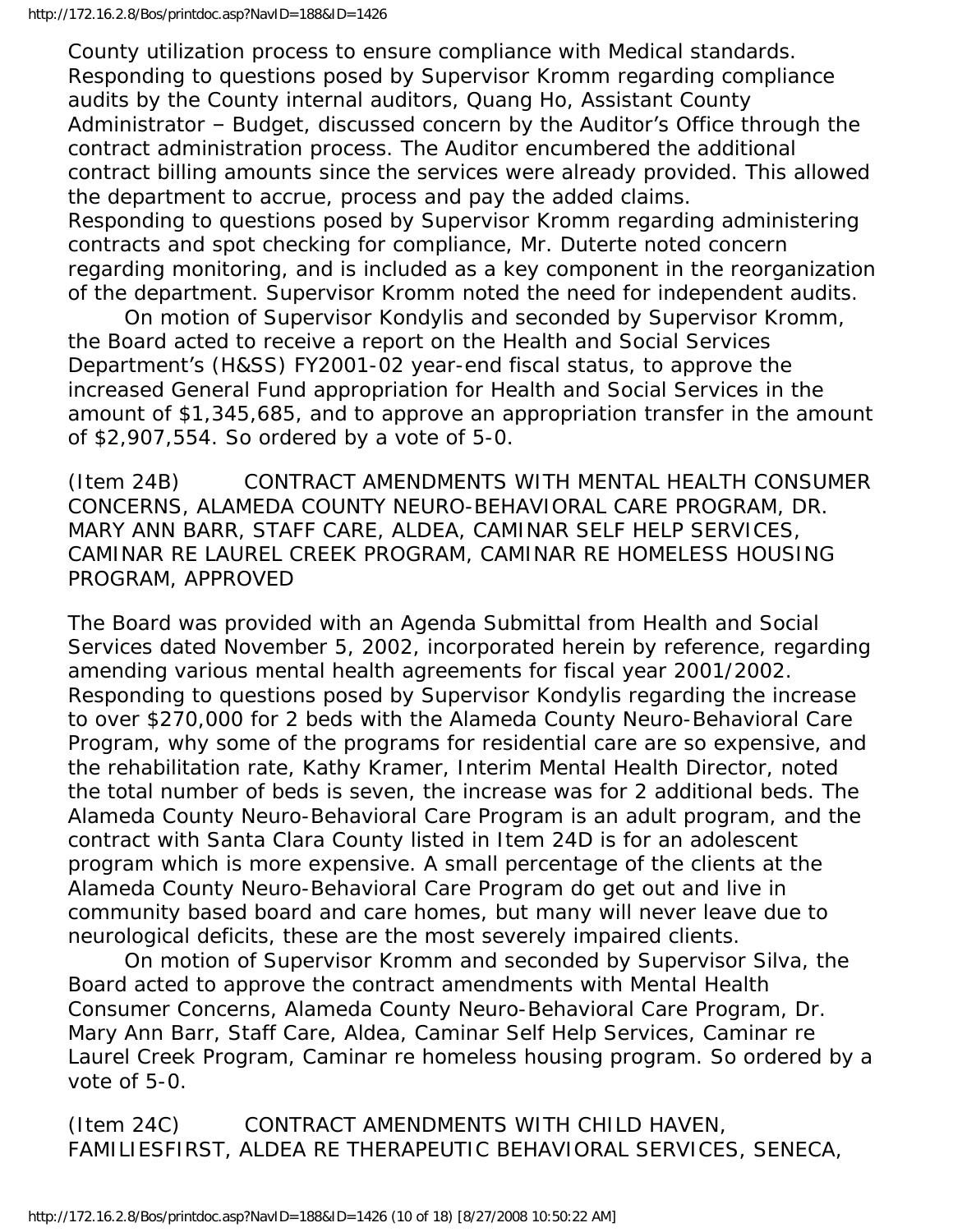County utilization process to ensure compliance with Medical standards. Responding to questions posed by Supervisor Kromm regarding compliance audits by the County internal auditors, Quang Ho, Assistant County Administrator – Budget, discussed concern by the Auditor's Office through the contract administration process. The Auditor encumbered the additional contract billing amounts since the services were already provided. This allowed the department to accrue, process and pay the added claims. Responding to questions posed by Supervisor Kromm regarding administering contracts and spot checking for compliance, Mr. Duterte noted concern regarding monitoring, and is included as a key component in the reorganization of the department. Supervisor Kromm noted the need for independent audits.

On motion of Supervisor Kondylis and seconded by Supervisor Kromm, the Board acted to receive a report on the Health and Social Services Department's (H&SS) FY2001-02 year-end fiscal status, to approve the increased General Fund appropriation for Health and Social Services in the amount of $1,345,685, and to approve an appropriation transfer in the amount of $2,907,554. So ordered by a vote of 5-0.

(Item 24B) CONTRACT AMENDMENTS WITH MENTAL HEALTH CONSUMER CONCERNS, ALAMEDA COUNTY NEURO-BEHAVIORAL CARE PROGRAM, DR. MARY ANN BARR, STAFF CARE, ALDEA, CAMINAR SELF HELP SERVICES, CAMINAR RE LAUREL CREEK PROGRAM, CAMINAR RE HOMELESS HOUSING PROGRAM, APPROVED

The Board was provided with an Agenda Submittal from Health and Social Services dated November 5, 2002, incorporated herein by reference, regarding amending various mental health agreements for fiscal year 2001/2002. Responding to questions posed by Supervisor Kondylis regarding the increase to over $270,000 for 2 beds with the Alameda County Neuro-Behavioral Care Program, why some of the programs for residential care are so expensive, and the rehabilitation rate, Kathy Kramer, Interim Mental Health Director, noted the total number of beds is seven, the increase was for 2 additional beds. The Alameda County Neuro-Behavioral Care Program is an adult program, and the contract with Santa Clara County listed in Item 24D is for an adolescent program which is more expensive. A small percentage of the clients at the Alameda County Neuro-Behavioral Care Program do get out and live in community based board and care homes, but many will never leave due to neurological deficits, these are the most severely impaired clients.

On motion of Supervisor Kromm and seconded by Supervisor Silva, the Board acted to approve the contract amendments with Mental Health Consumer Concerns, Alameda County Neuro-Behavioral Care Program, Dr. Mary Ann Barr, Staff Care, Aldea, Caminar Self Help Services, Caminar re Laurel Creek Program, Caminar re homeless housing program. So ordered by a vote of 5-0.

(Item 24C) CONTRACT AMENDMENTS WITH CHILD HAVEN, FAMILIESFIRST, ALDEA RE THERAPEUTIC BEHAVIORAL SERVICES, SENECA,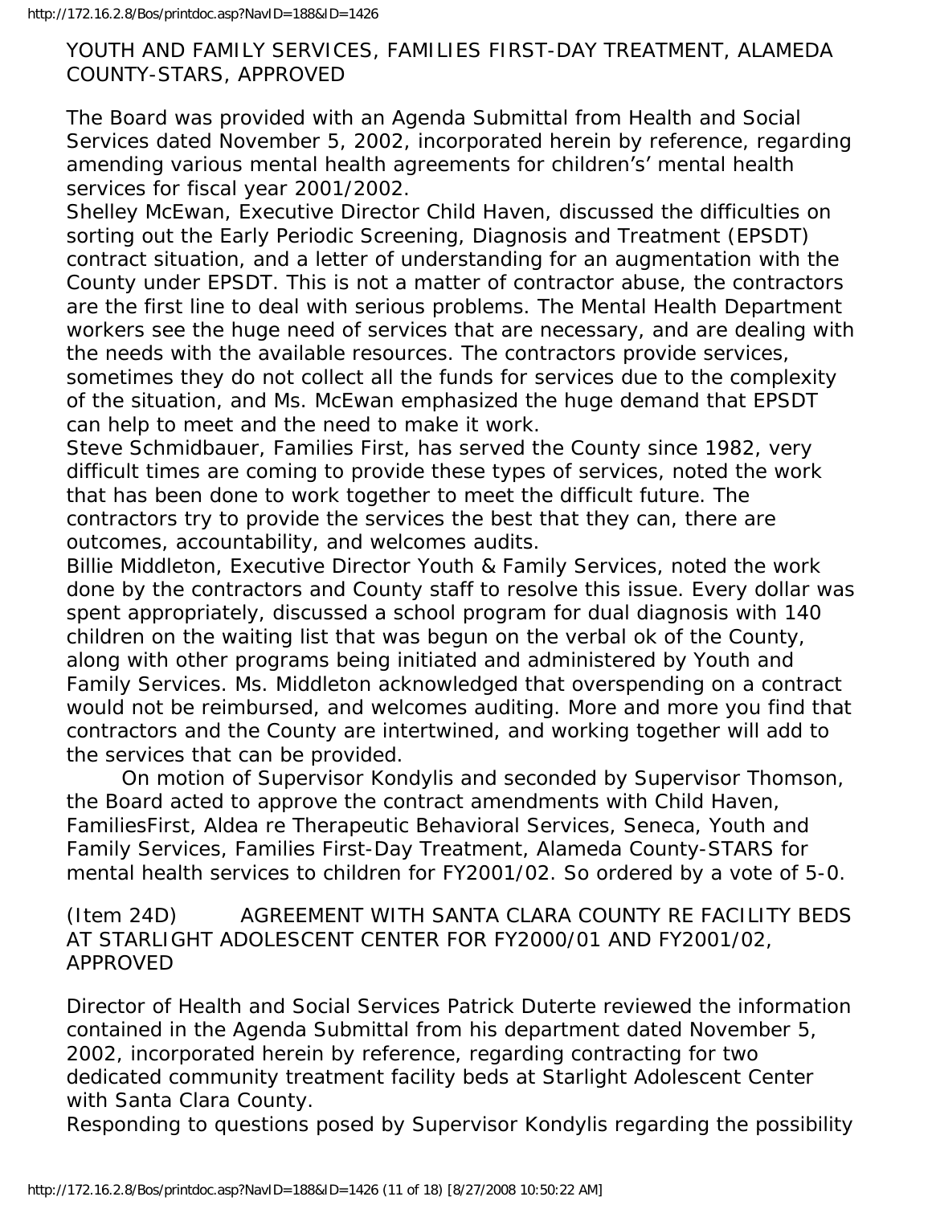YOUTH AND FAMILY SERVICES, FAMILIES FIRST-DAY TREATMENT, ALAMEDA COUNTY-STARS, APPROVED

The Board was provided with an Agenda Submittal from Health and Social Services dated November 5, 2002, incorporated herein by reference, regarding amending various mental health agreements for children's' mental health services for fiscal year 2001/2002.

Shelley McEwan, Executive Director Child Haven, discussed the difficulties on sorting out the Early Periodic Screening, Diagnosis and Treatment (EPSDT) contract situation, and a letter of understanding for an augmentation with the County under EPSDT. This is not a matter of contractor abuse, the contractors are the first line to deal with serious problems. The Mental Health Department workers see the huge need of services that are necessary, and are dealing with the needs with the available resources. The contractors provide services, sometimes they do not collect all the funds for services due to the complexity of the situation, and Ms. McEwan emphasized the huge demand that EPSDT can help to meet and the need to make it work.

Steve Schmidbauer, Families First, has served the County since 1982, very difficult times are coming to provide these types of services, noted the work that has been done to work together to meet the difficult future. The contractors try to provide the services the best that they can, there are outcomes, accountability, and welcomes audits.

Billie Middleton, Executive Director Youth & Family Services, noted the work done by the contractors and County staff to resolve this issue. Every dollar was spent appropriately, discussed a school program for dual diagnosis with 140 children on the waiting list that was begun on the verbal ok of the County, along with other programs being initiated and administered by Youth and Family Services. Ms. Middleton acknowledged that overspending on a contract would not be reimbursed, and welcomes auditing. More and more you find that contractors and the County are intertwined, and working together will add to the services that can be provided.

On motion of Supervisor Kondylis and seconded by Supervisor Thomson, the Board acted to approve the contract amendments with Child Haven, FamiliesFirst, Aldea re Therapeutic Behavioral Services, Seneca, Youth and Family Services, Families First-Day Treatment, Alameda County-STARS for mental health services to children for FY2001/02. So ordered by a vote of 5-0.

(Item 24D) AGREEMENT WITH SANTA CLARA COUNTY RE FACILITY BEDS AT STARLIGHT ADOLESCENT CENTER FOR FY2000/01 AND FY2001/02, APPROVED

Director of Health and Social Services Patrick Duterte reviewed the information contained in the Agenda Submittal from his department dated November 5, 2002, incorporated herein by reference, regarding contracting for two dedicated community treatment facility beds at Starlight Adolescent Center with Santa Clara County.

Responding to questions posed by Supervisor Kondylis regarding the possibility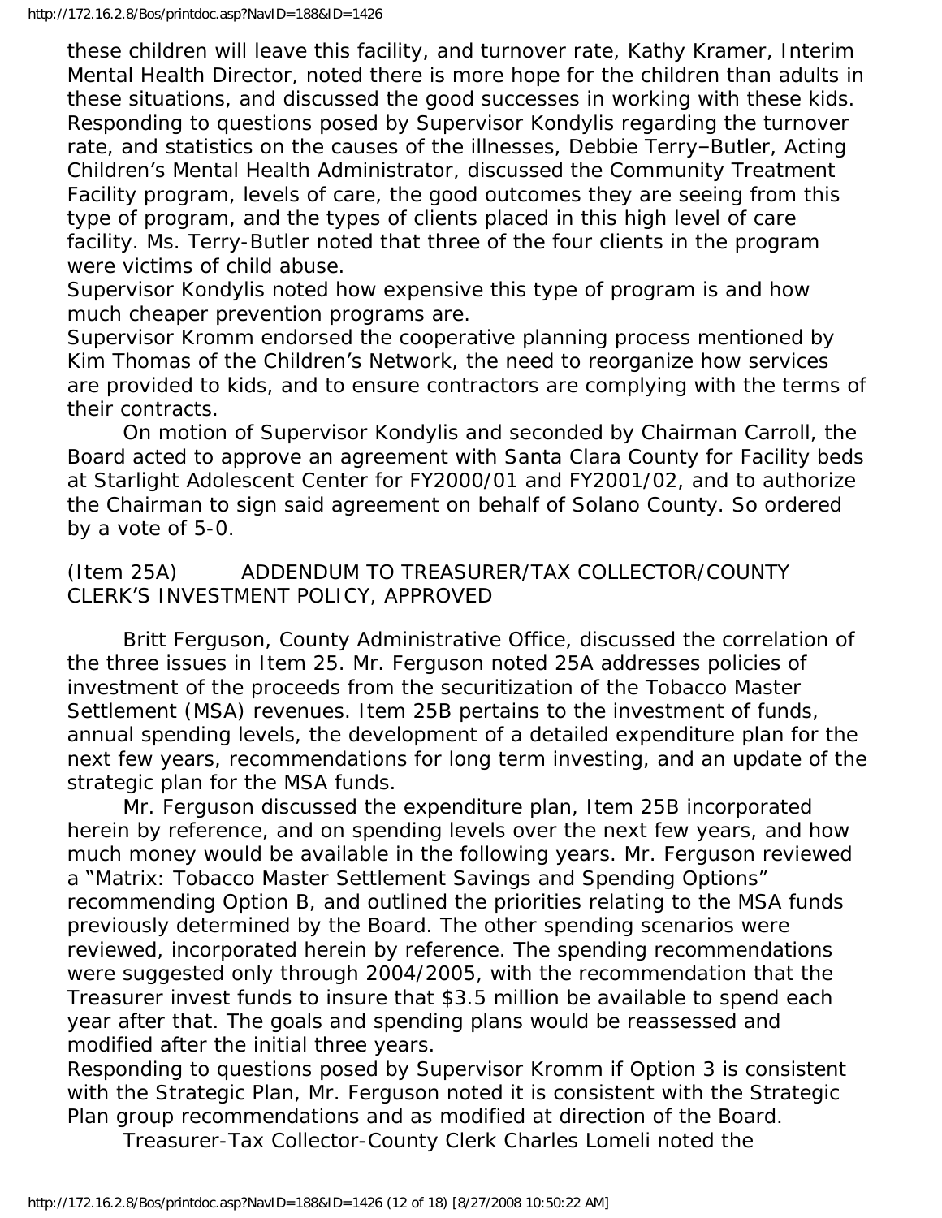these children will leave this facility, and turnover rate, Kathy Kramer, Interim Mental Health Director, noted there is more hope for the children than adults in these situations, and discussed the good successes in working with these kids.
Responding to questions posed by Supervisor Kondylis regarding the turnover rate, and statistics on the causes of the illnesses, Debbie Terry–Butler, Acting Children's Mental Health Administrator, discussed the Community Treatment Facility program, levels of care, the good outcomes they are seeing from this type of program, and the types of clients placed in this high level of care facility. Ms. Terry-Butler noted that three of the four clients in the program were victims of child abuse.
Supervisor Kondylis noted how expensive this type of program is and how much cheaper prevention programs are.
Supervisor Kromm endorsed the cooperative planning process mentioned by Kim Thomas of the Children's Network, the need to reorganize how services are provided to kids, and to ensure contractors are complying with the terms of their contracts.

On motion of Supervisor Kondylis and seconded by Chairman Carroll, the Board acted to approve an agreement with Santa Clara County for Facility beds at Starlight Adolescent Center for FY2000/01 and FY2001/02, and to authorize the Chairman to sign said agreement on behalf of Solano County. So ordered by a vote of 5-0.

(Item 25A) ADDENDUM TO TREASURER/TAX COLLECTOR/COUNTY CLERK'S INVESTMENT POLICY, APPROVED

Britt Ferguson, County Administrative Office, discussed the correlation of the three issues in Item 25. Mr. Ferguson noted 25A addresses policies of investment of the proceeds from the securitization of the Tobacco Master Settlement (MSA) revenues. Item 25B pertains to the investment of funds, annual spending levels, the development of a detailed expenditure plan for the next few years, recommendations for long term investing, and an update of the strategic plan for the MSA funds.

Mr. Ferguson discussed the expenditure plan, Item 25B incorporated herein by reference, and on spending levels over the next few years, and how much money would be available in the following years. Mr. Ferguson reviewed a "Matrix: Tobacco Master Settlement Savings and Spending Options" recommending Option B, and outlined the priorities relating to the MSA funds previously determined by the Board. The other spending scenarios were reviewed, incorporated herein by reference. The spending recommendations were suggested only through 2004/2005, with the recommendation that the Treasurer invest funds to insure that $3.5 million be available to spend each year after that. The goals and spending plans would be reassessed and modified after the initial three years.
Responding to questions posed by Supervisor Kromm if Option 3 is consistent with the Strategic Plan, Mr. Ferguson noted it is consistent with the Strategic Plan group recommendations and as modified at direction of the Board.

Treasurer-Tax Collector-County Clerk Charles Lomeli noted the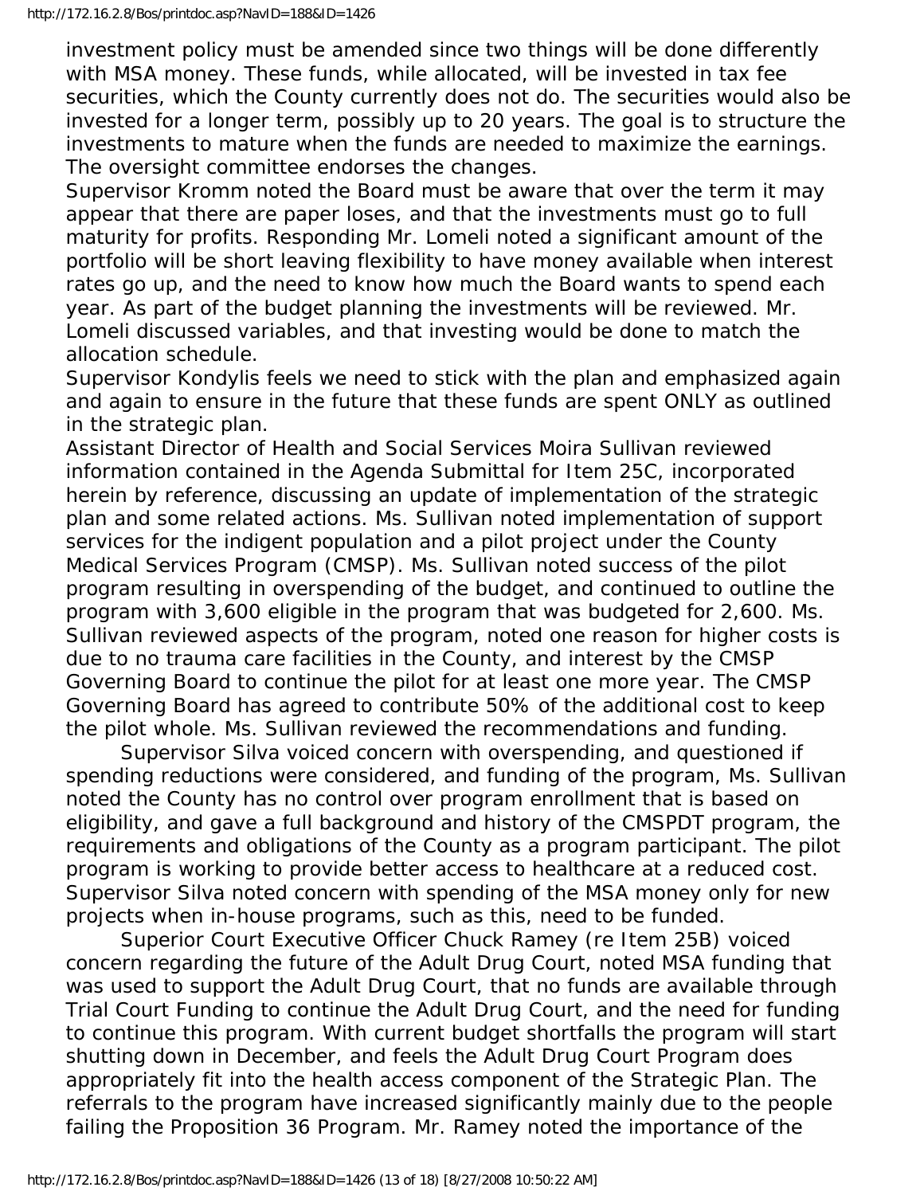investment policy must be amended since two things will be done differently with MSA money. These funds, while allocated, will be invested in tax fee securities, which the County currently does not do. The securities would also be invested for a longer term, possibly up to 20 years. The goal is to structure the investments to mature when the funds are needed to maximize the earnings. The oversight committee endorses the changes.

Supervisor Kromm noted the Board must be aware that over the term it may appear that there are paper loses, and that the investments must go to full maturity for profits. Responding Mr. Lomeli noted a significant amount of the portfolio will be short leaving flexibility to have money available when interest rates go up, and the need to know how much the Board wants to spend each year. As part of the budget planning the investments will be reviewed. Mr. Lomeli discussed variables, and that investing would be done to match the allocation schedule.

Supervisor Kondylis feels we need to stick with the plan and emphasized again and again to ensure in the future that these funds are spent ONLY as outlined in the strategic plan.

Assistant Director of Health and Social Services Moira Sullivan reviewed information contained in the Agenda Submittal for Item 25C, incorporated herein by reference, discussing an update of implementation of the strategic plan and some related actions. Ms. Sullivan noted implementation of support services for the indigent population and a pilot project under the County Medical Services Program (CMSP). Ms. Sullivan noted success of the pilot program resulting in overspending of the budget, and continued to outline the program with 3,600 eligible in the program that was budgeted for 2,600. Ms. Sullivan reviewed aspects of the program, noted one reason for higher costs is due to no trauma care facilities in the County, and interest by the CMSP Governing Board to continue the pilot for at least one more year. The CMSP Governing Board has agreed to contribute 50% of the additional cost to keep the pilot whole. Ms. Sullivan reviewed the recommendations and funding.

Supervisor Silva voiced concern with overspending, and questioned if spending reductions were considered, and funding of the program, Ms. Sullivan noted the County has no control over program enrollment that is based on eligibility, and gave a full background and history of the CMSPDT program, the requirements and obligations of the County as a program participant. The pilot program is working to provide better access to healthcare at a reduced cost. Supervisor Silva noted concern with spending of the MSA money only for new projects when in-house programs, such as this, need to be funded.

Superior Court Executive Officer Chuck Ramey (re Item 25B) voiced concern regarding the future of the Adult Drug Court, noted MSA funding that was used to support the Adult Drug Court, that no funds are available through Trial Court Funding to continue the Adult Drug Court, and the need for funding to continue this program. With current budget shortfalls the program will start shutting down in December, and feels the Adult Drug Court Program does appropriately fit into the health access component of the Strategic Plan. The referrals to the program have increased significantly mainly due to the people failing the Proposition 36 Program. Mr. Ramey noted the importance of the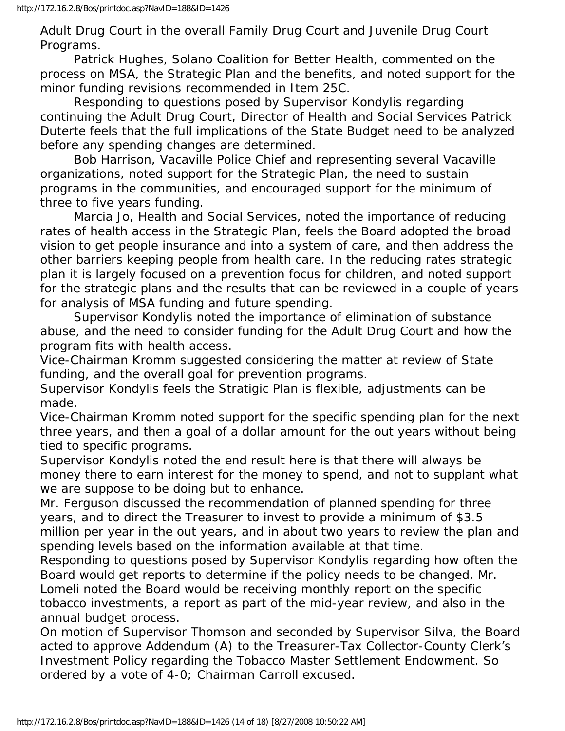Adult Drug Court in the overall Family Drug Court and Juvenile Drug Court Programs.

Patrick Hughes, Solano Coalition for Better Health, commented on the process on MSA, the Strategic Plan and the benefits, and noted support for the minor funding revisions recommended in Item 25C.

Responding to questions posed by Supervisor Kondylis regarding continuing the Adult Drug Court, Director of Health and Social Services Patrick Duterte feels that the full implications of the State Budget need to be analyzed before any spending changes are determined.

Bob Harrison, Vacaville Police Chief and representing several Vacaville organizations, noted support for the Strategic Plan, the need to sustain programs in the communities, and encouraged support for the minimum of three to five years funding.

Marcia Jo, Health and Social Services, noted the importance of reducing rates of health access in the Strategic Plan, feels the Board adopted the broad vision to get people insurance and into a system of care, and then address the other barriers keeping people from health care. In the reducing rates strategic plan it is largely focused on a prevention focus for children, and noted support for the strategic plans and the results that can be reviewed in a couple of years for analysis of MSA funding and future spending.

Supervisor Kondylis noted the importance of elimination of substance abuse, and the need to consider funding for the Adult Drug Court and how the program fits with health access.

Vice-Chairman Kromm suggested considering the matter at review of State funding, and the overall goal for prevention programs.

Supervisor Kondylis feels the Stratigic Plan is flexible, adjustments can be made.

Vice-Chairman Kromm noted support for the specific spending plan for the next three years, and then a goal of a dollar amount for the out years without being tied to specific programs.

Supervisor Kondylis noted the end result here is that there will always be money there to earn interest for the money to spend, and not to supplant what we are suppose to be doing but to enhance.

Mr. Ferguson discussed the recommendation of planned spending for three years, and to direct the Treasurer to invest to provide a minimum of $3.5 million per year in the out years, and in about two years to review the plan and spending levels based on the information available at that time.

Responding to questions posed by Supervisor Kondylis regarding how often the Board would get reports to determine if the policy needs to be changed, Mr. Lomeli noted the Board would be receiving monthly report on the specific tobacco investments, a report as part of the mid-year review, and also in the annual budget process.

On motion of Supervisor Thomson and seconded by Supervisor Silva, the Board acted to approve Addendum (A) to the Treasurer-Tax Collector-County Clerk's Investment Policy regarding the Tobacco Master Settlement Endowment. So ordered by a vote of 4-0; Chairman Carroll excused.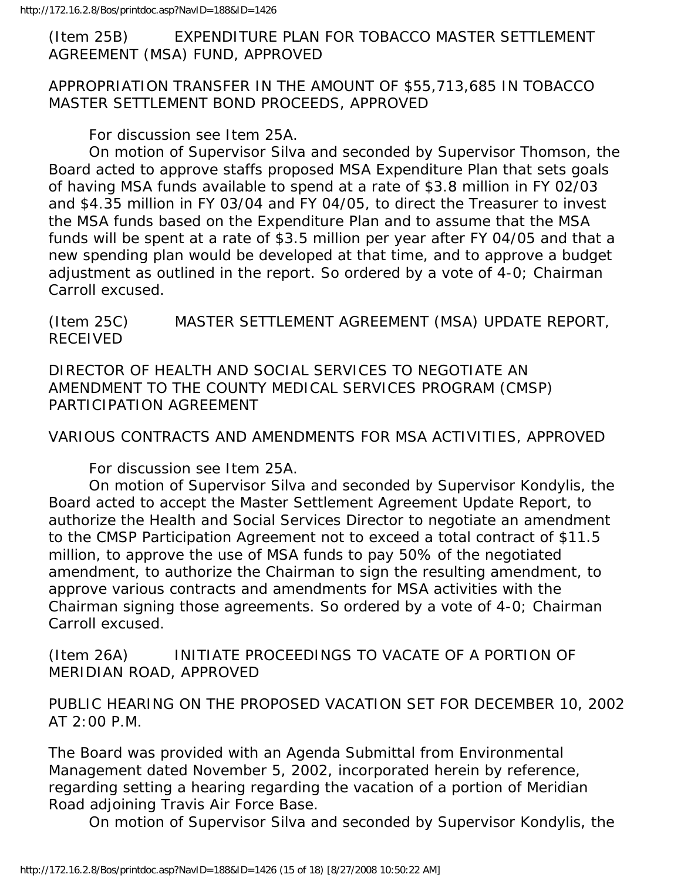(Item 25B) EXPENDITURE PLAN FOR TOBACCO MASTER SETTLEMENT AGREEMENT (MSA) FUND, APPROVED

APPROPRIATION TRANSFER IN THE AMOUNT OF $55,713,685 IN TOBACCO MASTER SETTLEMENT BOND PROCEEDS, APPROVED

For discussion see Item 25A.

On motion of Supervisor Silva and seconded by Supervisor Thomson, the Board acted to approve staffs proposed MSA Expenditure Plan that sets goals of having MSA funds available to spend at a rate of $3.8 million in FY 02/03 and $4.35 million in FY 03/04 and FY 04/05, to direct the Treasurer to invest the MSA funds based on the Expenditure Plan and to assume that the MSA funds will be spent at a rate of $3.5 million per year after FY 04/05 and that a new spending plan would be developed at that time, and to approve a budget adjustment as outlined in the report. So ordered by a vote of 4-0; Chairman Carroll excused.

(Item 25C) MASTER SETTLEMENT AGREEMENT (MSA) UPDATE REPORT, RECEIVED

DIRECTOR OF HEALTH AND SOCIAL SERVICES TO NEGOTIATE AN AMENDMENT TO THE COUNTY MEDICAL SERVICES PROGRAM (CMSP) PARTICIPATION AGREEMENT

VARIOUS CONTRACTS AND AMENDMENTS FOR MSA ACTIVITIES, APPROVED

For discussion see Item 25A.

On motion of Supervisor Silva and seconded by Supervisor Kondylis, the Board acted to accept the Master Settlement Agreement Update Report, to authorize the Health and Social Services Director to negotiate an amendment to the CMSP Participation Agreement not to exceed a total contract of $11.5 million, to approve the use of MSA funds to pay 50% of the negotiated amendment, to authorize the Chairman to sign the resulting amendment, to approve various contracts and amendments for MSA activities with the Chairman signing those agreements. So ordered by a vote of 4-0; Chairman Carroll excused.

(Item 26A) INITIATE PROCEEDINGS TO VACATE OF A PORTION OF MERIDIAN ROAD, APPROVED

PUBLIC HEARING ON THE PROPOSED VACATION SET FOR DECEMBER 10, 2002 AT 2:00 P.M.

The Board was provided with an Agenda Submittal from Environmental Management dated November 5, 2002, incorporated herein by reference, regarding setting a hearing regarding the vacation of a portion of Meridian Road adjoining Travis Air Force Base.

On motion of Supervisor Silva and seconded by Supervisor Kondylis, the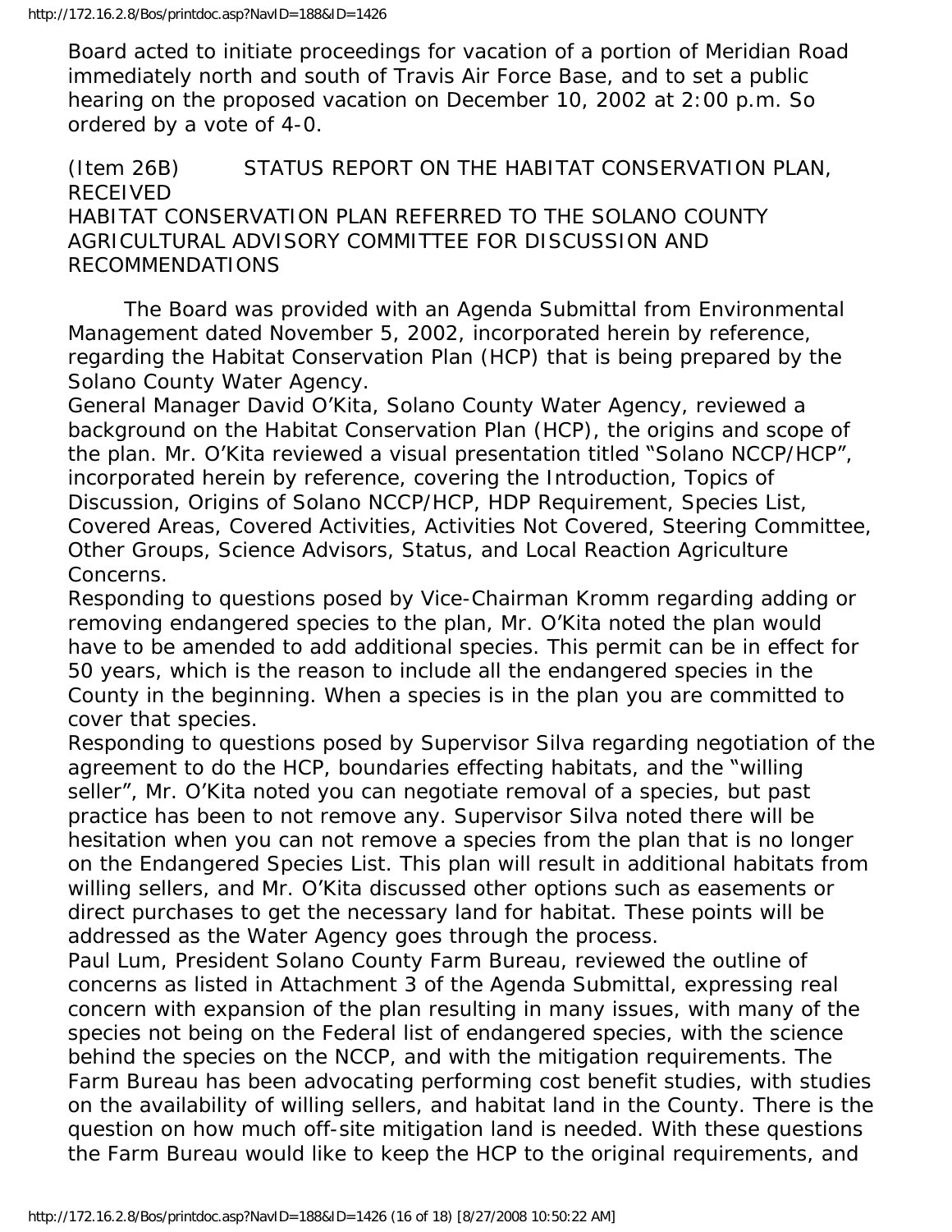Board acted to initiate proceedings for vacation of a portion of Meridian Road immediately north and south of Travis Air Force Base, and to set a public hearing on the proposed vacation on December 10, 2002 at 2:00 p.m. So ordered by a vote of 4-0.

(Item 26B) STATUS REPORT ON THE HABITAT CONSERVATION PLAN, RECEIVED
HABITAT CONSERVATION PLAN REFERRED TO THE SOLANO COUNTY AGRICULTURAL ADVISORY COMMITTEE FOR DISCUSSION AND RECOMMENDATIONS

The Board was provided with an Agenda Submittal from Environmental Management dated November 5, 2002, incorporated herein by reference, regarding the Habitat Conservation Plan (HCP) that is being prepared by the Solano County Water Agency.

General Manager David O'Kita, Solano County Water Agency, reviewed a background on the Habitat Conservation Plan (HCP), the origins and scope of the plan. Mr. O'Kita reviewed a visual presentation titled "Solano NCCP/HCP", incorporated herein by reference, covering the Introduction, Topics of Discussion, Origins of Solano NCCP/HCP, HDP Requirement, Species List, Covered Areas, Covered Activities, Activities Not Covered, Steering Committee, Other Groups, Science Advisors, Status, and Local Reaction Agriculture Concerns.

Responding to questions posed by Vice-Chairman Kromm regarding adding or removing endangered species to the plan, Mr. O'Kita noted the plan would have to be amended to add additional species. This permit can be in effect for 50 years, which is the reason to include all the endangered species in the County in the beginning. When a species is in the plan you are committed to cover that species.

Responding to questions posed by Supervisor Silva regarding negotiation of the agreement to do the HCP, boundaries effecting habitats, and the "willing seller", Mr. O'Kita noted you can negotiate removal of a species, but past practice has been to not remove any. Supervisor Silva noted there will be hesitation when you can not remove a species from the plan that is no longer on the Endangered Species List. This plan will result in additional habitats from willing sellers, and Mr. O'Kita discussed other options such as easements or direct purchases to get the necessary land for habitat. These points will be addressed as the Water Agency goes through the process.

Paul Lum, President Solano County Farm Bureau, reviewed the outline of concerns as listed in Attachment 3 of the Agenda Submittal, expressing real concern with expansion of the plan resulting in many issues, with many of the species not being on the Federal list of endangered species, with the science behind the species on the NCCP, and with the mitigation requirements. The Farm Bureau has been advocating performing cost benefit studies, with studies on the availability of willing sellers, and habitat land in the County. There is the question on how much off-site mitigation land is needed. With these questions the Farm Bureau would like to keep the HCP to the original requirements, and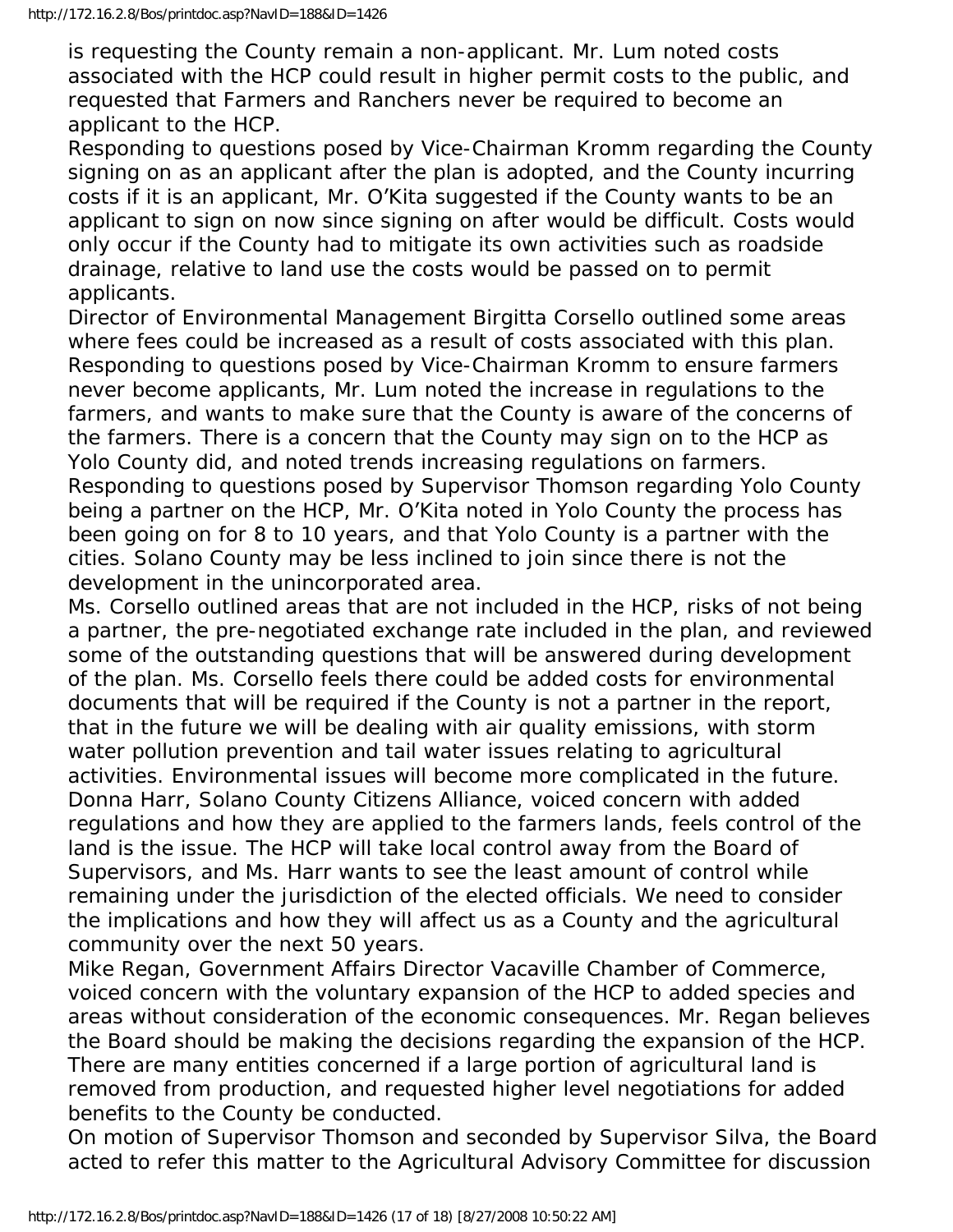is requesting the County remain a non-applicant. Mr. Lum noted costs associated with the HCP could result in higher permit costs to the public, and requested that Farmers and Ranchers never be required to become an applicant to the HCP.

Responding to questions posed by Vice-Chairman Kromm regarding the County signing on as an applicant after the plan is adopted, and the County incurring costs if it is an applicant, Mr. O'Kita suggested if the County wants to be an applicant to sign on now since signing on after would be difficult. Costs would only occur if the County had to mitigate its own activities such as roadside drainage, relative to land use the costs would be passed on to permit applicants.

Director of Environmental Management Birgitta Corsello outlined some areas where fees could be increased as a result of costs associated with this plan.

Responding to questions posed by Vice-Chairman Kromm to ensure farmers never become applicants, Mr. Lum noted the increase in regulations to the farmers, and wants to make sure that the County is aware of the concerns of the farmers. There is a concern that the County may sign on to the HCP as Yolo County did, and noted trends increasing regulations on farmers.

Responding to questions posed by Supervisor Thomson regarding Yolo County being a partner on the HCP, Mr. O'Kita noted in Yolo County the process has been going on for 8 to 10 years, and that Yolo County is a partner with the cities. Solano County may be less inclined to join since there is not the development in the unincorporated area.

Ms. Corsello outlined areas that are not included in the HCP, risks of not being a partner, the pre-negotiated exchange rate included in the plan, and reviewed some of the outstanding questions that will be answered during development of the plan. Ms. Corsello feels there could be added costs for environmental documents that will be required if the County is not a partner in the report, that in the future we will be dealing with air quality emissions, with storm water pollution prevention and tail water issues relating to agricultural activities. Environmental issues will become more complicated in the future.

Donna Harr, Solano County Citizens Alliance, voiced concern with added regulations and how they are applied to the farmers lands, feels control of the land is the issue. The HCP will take local control away from the Board of Supervisors, and Ms. Harr wants to see the least amount of control while remaining under the jurisdiction of the elected officials. We need to consider the implications and how they will affect us as a County and the agricultural community over the next 50 years.

Mike Regan, Government Affairs Director Vacaville Chamber of Commerce, voiced concern with the voluntary expansion of the HCP to added species and areas without consideration of the economic consequences. Mr. Regan believes the Board should be making the decisions regarding the expansion of the HCP. There are many entities concerned if a large portion of agricultural land is removed from production, and requested higher level negotiations for added benefits to the County be conducted.

On motion of Supervisor Thomson and seconded by Supervisor Silva, the Board acted to refer this matter to the Agricultural Advisory Committee for discussion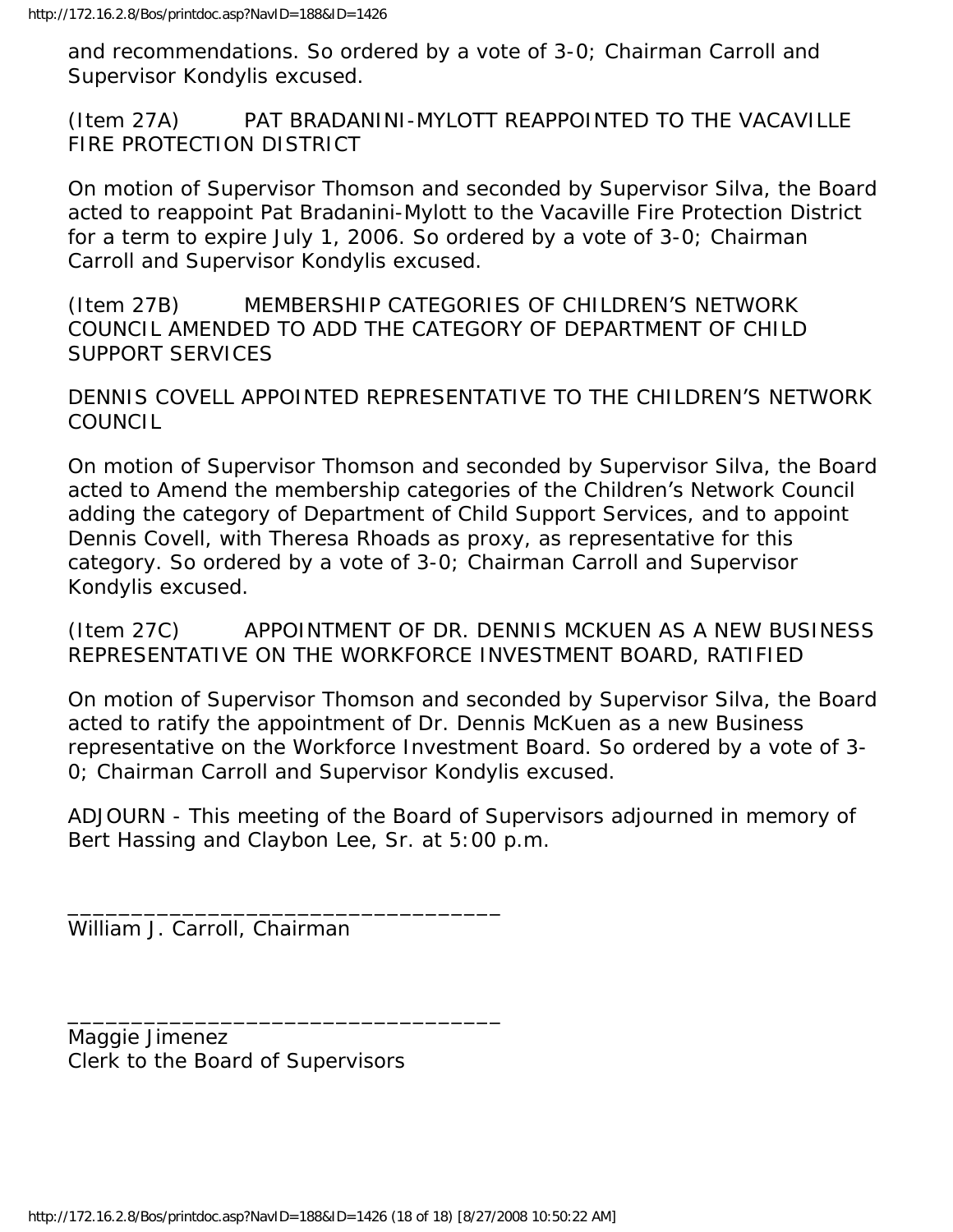and recommendations. So ordered by a vote of 3-0; Chairman Carroll and Supervisor Kondylis excused.

(Item 27A) PAT BRADANINI-MYLOTT REAPPOINTED TO THE VACAVILLE FIRE PROTECTION DISTRICT

On motion of Supervisor Thomson and seconded by Supervisor Silva, the Board acted to reappoint Pat Bradanini-Mylott to the Vacaville Fire Protection District for a term to expire July 1, 2006. So ordered by a vote of 3-0; Chairman Carroll and Supervisor Kondylis excused.

(Item 27B) MEMBERSHIP CATEGORIES OF CHILDREN'S NETWORK COUNCIL AMENDED TO ADD THE CATEGORY OF DEPARTMENT OF CHILD SUPPORT SERVICES

DENNIS COVELL APPOINTED REPRESENTATIVE TO THE CHILDREN'S NETWORK COUNCIL

On motion of Supervisor Thomson and seconded by Supervisor Silva, the Board acted to Amend the membership categories of the Children's Network Council adding the category of Department of Child Support Services, and to appoint Dennis Covell, with Theresa Rhoads as proxy, as representative for this category. So ordered by a vote of 3-0; Chairman Carroll and Supervisor Kondylis excused.

(Item 27C) APPOINTMENT OF DR. DENNIS MCKUEN AS A NEW BUSINESS REPRESENTATIVE ON THE WORKFORCE INVESTMENT BOARD, RATIFIED

On motion of Supervisor Thomson and seconded by Supervisor Silva, the Board acted to ratify the appointment of Dr. Dennis McKuen as a new Business representative on the Workforce Investment Board. So ordered by a vote of 3-0; Chairman Carroll and Supervisor Kondylis excused.

ADJOURN - This meeting of the Board of Supervisors adjourned in memory of Bert Hassing and Claybon Lee, Sr. at 5:00 p.m.

_________________________________
William J. Carroll, Chairman

_________________________________
Maggie Jimenez
Clerk to the Board of Supervisors